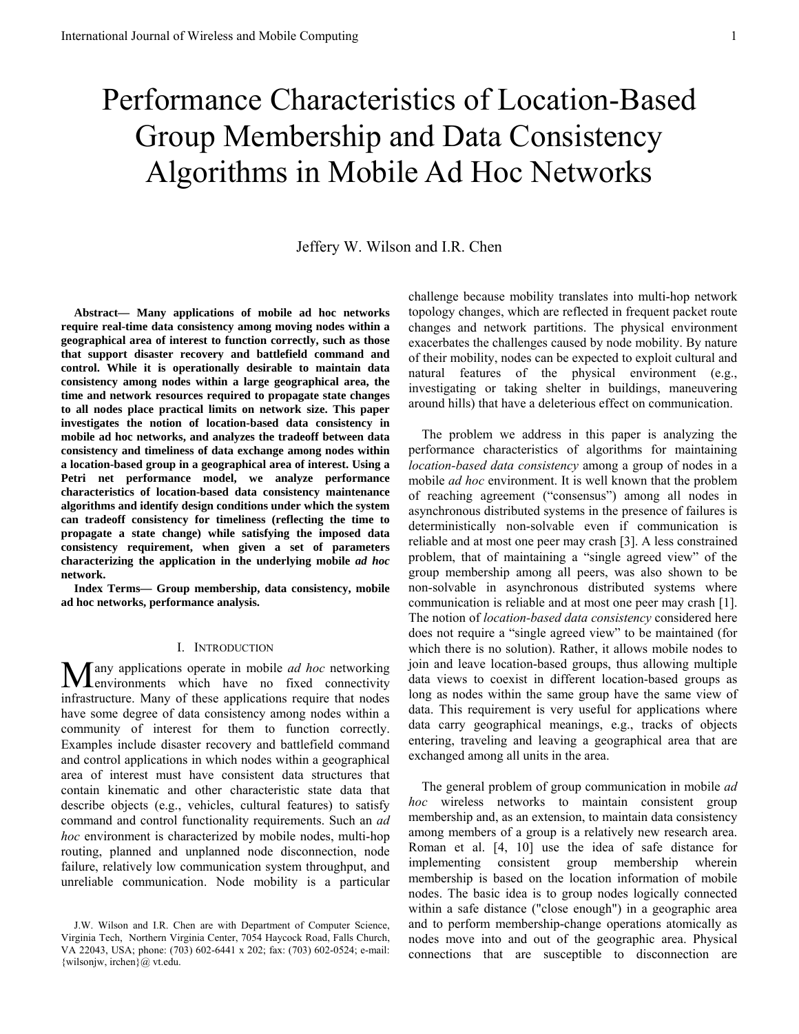# Performance Characteristics of Location-Based Group Membership and Data Consistency Algorithms in Mobile Ad Hoc Networks

Jeffery W. Wilson and I.R. Chen

**Abstract— Many applications of mobile ad hoc networks require real-time data consistency among moving nodes within a geographical area of interest to function correctly, such as those that support disaster recovery and battlefield command and control. While it is operationally desirable to maintain data consistency among nodes within a large geographical area, the time and network resources required to propagate state changes to all nodes place practical limits on network size. This paper investigates the notion of location-based data consistency in mobile ad hoc networks, and analyzes the tradeoff between data consistency and timeliness of data exchange among nodes within a location-based group in a geographical area of interest. Using a Petri net performance model, we analyze performance characteristics of location-based data consistency maintenance algorithms and identify design conditions under which the system can tradeoff consistency for timeliness (reflecting the time to propagate a state change) while satisfying the imposed data consistency requirement, when given a set of parameters characterizing the application in the underlying mobile *ad hoc* network.**

**Index Terms— Group membership, data consistency, mobile ad hoc networks, performance analysis.**

## I. Introduction

Many applications operate in mobile *ad hoc* networking environments which have no fixed connectivity infrastructure. Many of these applications require that nodes have some degree of data consistency among nodes within a community of interest for them to function correctly. Examples include disaster recovery and battlefield command and control applications in which nodes within a geographical area of interest must have consistent data structures that contain kinematic and other characteristic state data that describe objects (e.g., vehicles, cultural features) to satisfy command and control functionality requirements. Such an *ad hoc* environment is characterized by mobile nodes, multi-hop routing, planned and unplanned node disconnection, node failure, relatively low communication system throughput, and unreliable communication. Node mobility is a particular challenge because mobility translates into multi-hop network topology changes, which are reflected in frequent packet route changes and network partitions. The physical environment exacerbates the challenges caused by node mobility. By nature of their mobility, nodes can be expected to exploit cultural and natural features of the physical environment (e.g., investigating or taking shelter in buildings, maneuvering around hills) that have a deleterious effect on communication.

The problem we address in this paper is analyzing the performance characteristics of algorithms for maintaining *location-based data consistency* among a group of nodes in a mobile *ad hoc* environment. It is well known that the problem of reaching agreement ("consensus") among all nodes in asynchronous distributed systems in the presence of failures is deterministically non-solvable even if communication is reliable and at most one peer may crash [3]. A less constrained problem, that of maintaining a "single agreed view" of the group membership among all peers, was also shown to be non-solvable in asynchronous distributed systems where communication is reliable and at most one peer may crash [1]. The notion of *location-based data consistency* considered here does not require a "single agreed view" to be maintained (for which there is no solution). Rather, it allows mobile nodes to join and leave location-based groups, thus allowing multiple data views to coexist in different location-based groups as long as nodes within the same group have the same view of data. This requirement is very useful for applications where data carry geographical meanings, e.g., tracks of objects entering, traveling and leaving a geographical area that are exchanged among all units in the area.

The general problem of group communication in mobile *ad hoc* wireless networks to maintain consistent group membership and, as an extension, to maintain data consistency among members of a group is a relatively new research area. Roman et al. [4, 10] use the idea of safe distance for implementing consistent group membership wherein membership is based on the location information of mobile nodes. The basic idea is to group nodes logically connected within a safe distance ("close enough") in a geographic area and to perform membership-change operations atomically as nodes move into and out of the geographic area. Physical connections that are susceptible to disconnection are

J.W. Wilson and I.R. Chen are with Department of Computer Science, Virginia Tech, Northern Virginia Center, 7054 Haycock Road, Falls Church, VA 22043, USA; phone: (703) 602-6441 x 202; fax: (703) 602-0524; e-mail: {wilsonjw, irchen}@ vt.edu.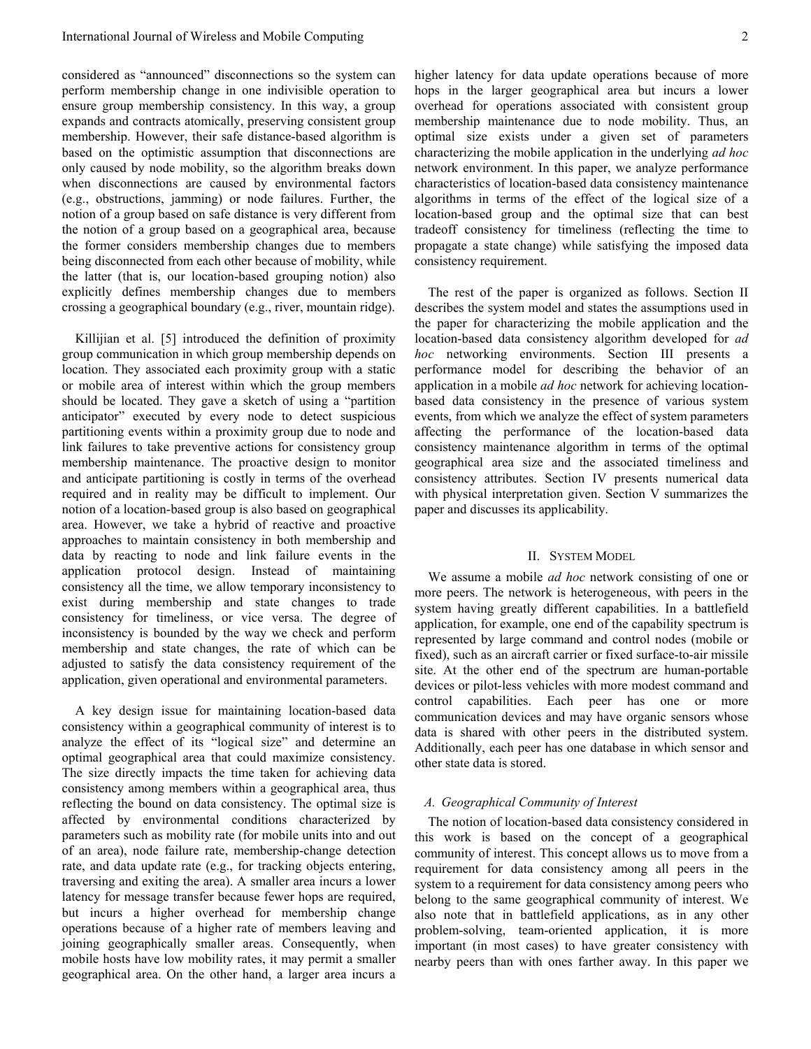considered as "announced" disconnections so the system can perform membership change in one indivisible operation to ensure group membership consistency. In this way, a group expands and contracts atomically, preserving consistent group membership. However, their safe distance-based algorithm is based on the optimistic assumption that disconnections are only caused by node mobility, so the algorithm breaks down when disconnections are caused by environmental factors (e.g., obstructions, jamming) or node failures. Further, the notion of a group based on safe distance is very different from the notion of a group based on a geographical area, because the former considers membership changes due to members being disconnected from each other because of mobility, while the latter (that is, our location-based grouping notion) also explicitly defines membership changes due to members crossing a geographical boundary (e.g., river, mountain ridge).

Killijian et al. [5] introduced the definition of proximity group communication in which group membership depends on location. They associated each proximity group with a static or mobile area of interest within which the group members should be located. They gave a sketch of using a "partition anticipator" executed by every node to detect suspicious partitioning events within a proximity group due to node and link failures to take preventive actions for consistency group membership maintenance. The proactive design to monitor and anticipate partitioning is costly in terms of the overhead required and in reality may be difficult to implement. Our notion of a location-based group is also based on geographical area. However, we take a hybrid of reactive and proactive approaches to maintain consistency in both membership and data by reacting to node and link failure events in the application protocol design. Instead of maintaining consistency all the time, we allow temporary inconsistency to exist during membership and state changes to trade consistency for timeliness, or vice versa. The degree of inconsistency is bounded by the way we check and perform membership and state changes, the rate of which can be adjusted to satisfy the data consistency requirement of the application, given operational and environmental parameters.

A key design issue for maintaining location-based data consistency within a geographical community of interest is to analyze the effect of its "logical size" and determine an optimal geographical area that could maximize consistency. The size directly impacts the time taken for achieving data consistency among members within a geographical area, thus reflecting the bound on data consistency. The optimal size is affected by environmental conditions characterized by parameters such as mobility rate (for mobile units into and out of an area), node failure rate, membership-change detection rate, and data update rate (e.g., for tracking objects entering, traversing and exiting the area). A smaller area incurs a lower latency for message transfer because fewer hops are required, but incurs a higher overhead for membership change operations because of a higher rate of members leaving and joining geographically smaller areas. Consequently, when mobile hosts have low mobility rates, it may permit a smaller geographical area. On the other hand, a larger area incurs a higher latency for data update operations because of more hops in the larger geographical area but incurs a lower overhead for operations associated with consistent group membership maintenance due to node mobility. Thus, an optimal size exists under a given set of parameters characterizing the mobile application in the underlying *ad hoc* network environment. In this paper, we analyze performance characteristics of location-based data consistency maintenance algorithms in terms of the effect of the logical size of a location-based group and the optimal size that can best tradeoff consistency for timeliness (reflecting the time to propagate a state change) while satisfying the imposed data consistency requirement.

The rest of the paper is organized as follows. Section II describes the system model and states the assumptions used in the paper for characterizing the mobile application and the location-based data consistency algorithm developed for *ad hoc* networking environments. Section III presents a performance model for describing the behavior of an application in a mobile *ad hoc* network for achieving location-based data consistency in the presence of various system events, from which we analyze the effect of system parameters affecting the performance of the location-based data consistency maintenance algorithm in terms of the optimal geographical area size and the associated timeliness and consistency attributes. Section IV presents numerical data with physical interpretation given. Section V summarizes the paper and discusses its applicability.

## II. System Model

We assume a mobile *ad hoc* network consisting of one or more peers. The network is heterogeneous, with peers in the system having greatly different capabilities. In a battlefield application, for example, one end of the capability spectrum is represented by large command and control nodes (mobile or fixed), such as an aircraft carrier or fixed surface-to-air missile site. At the other end of the spectrum are human-portable devices or pilot-less vehicles with more modest command and control capabilities. Each peer has one or more communication devices and may have organic sensors whose data is shared with other peers in the distributed system. Additionally, each peer has one database in which sensor and other state data is stored.

### *A. Geographical Community of Interest*

The notion of location-based data consistency considered in this work is based on the concept of a geographical community of interest. This concept allows us to move from a requirement for data consistency among all peers in the system to a requirement for data consistency among peers who belong to the same geographical community of interest. We also note that in battlefield applications, as in any other problem-solving, team-oriented application, it is more important (in most cases) to have greater consistency with nearby peers than with ones farther away. In this paper we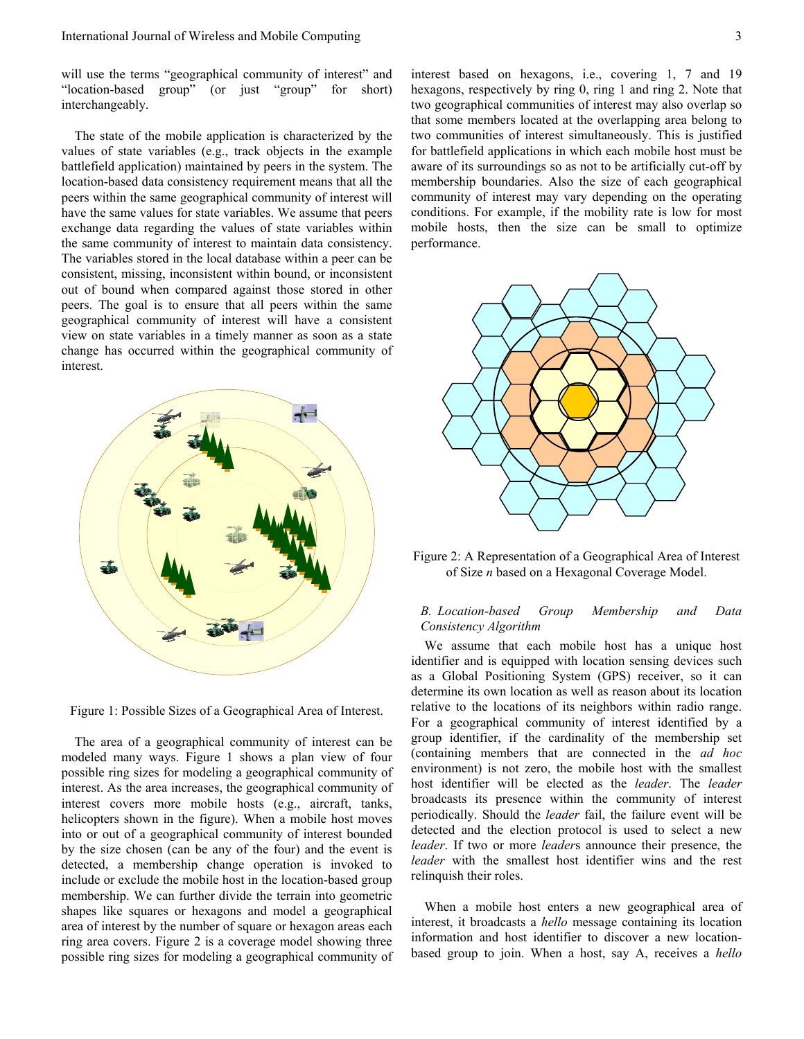will use the terms "geographical community of interest" and "location-based group" (or just "group" for short) interchangeably.

The state of the mobile application is characterized by the values of state variables (e.g., track objects in the example battlefield application) maintained by peers in the system. The location-based data consistency requirement means that all the peers within the same geographical community of interest will have the same values for state variables. We assume that peers exchange data regarding the values of state variables within the same community of interest to maintain data consistency. The variables stored in the local database within a peer can be consistent, missing, inconsistent within bound, or inconsistent out of bound when compared against those stored in other peers. The goal is to ensure that all peers within the same geographical community of interest will have a consistent view on state variables in a timely manner as soon as a state change has occurred within the geographical community of interest.

Figure 1: Possible Sizes of a Geographical Area of Interest.

The area of a geographical community of interest can be modeled many ways. Figure 1 shows a plan view of four possible ring sizes for modeling a geographical community of interest. As the area increases, the geographical community of interest covers more mobile hosts (e.g., aircraft, tanks, helicopters shown in the figure). When a mobile host moves into or out of a geographical community of interest bounded by the size chosen (can be any of the four) and the event is detected, a membership change operation is invoked to include or exclude the mobile host in the location-based group membership. We can further divide the terrain into geometric shapes like squares or hexagons and model a geographical area of interest by the number of square or hexagon areas each ring area covers. Figure 2 is a coverage model showing three possible ring sizes for modeling a geographical community of interest based on hexagons, i.e., covering 1, 7 and 19 hexagons, respectively by ring 0, ring 1 and ring 2. Note that two geographical communities of interest may also overlap so that some members located at the overlapping area belong to two communities of interest simultaneously. This is justified for battlefield applications in which each mobile host must be aware of its surroundings so as not to be artificially cut-off by membership boundaries. Also the size of each geographical community of interest may vary depending on the operating conditions. For example, if the mobility rate is low for most mobile hosts, then the size can be small to optimize performance.

Figure 2: A Representation of a Geographical Area of Interest of Size *n* based on a Hexagonal Coverage Model.

*B. Location-based Group Membership and Data Consistency Algorithm*

We assume that each mobile host has a unique host identifier and is equipped with location sensing devices such as a Global Positioning System (GPS) receiver, so it can determine its own location as well as reason about its location relative to the locations of its neighbors within radio range. For a geographical community of interest identified by a group identifier, if the cardinality of the membership set (containing members that are connected in the *ad hoc* environment) is not zero, the mobile host with the smallest host identifier will be elected as the *leader*. The *leader* broadcasts its presence within the community of interest periodically. Should the *leader* fail, the failure event will be detected and the election protocol is used to select a new *leader*. If two or more *leader*s announce their presence, the *leader* with the smallest host identifier wins and the rest relinquish their roles.

When a mobile host enters a new geographical area of interest, it broadcasts a *hello* message containing its location information and host identifier to discover a new location-based group to join. When a host, say A, receives a *hello*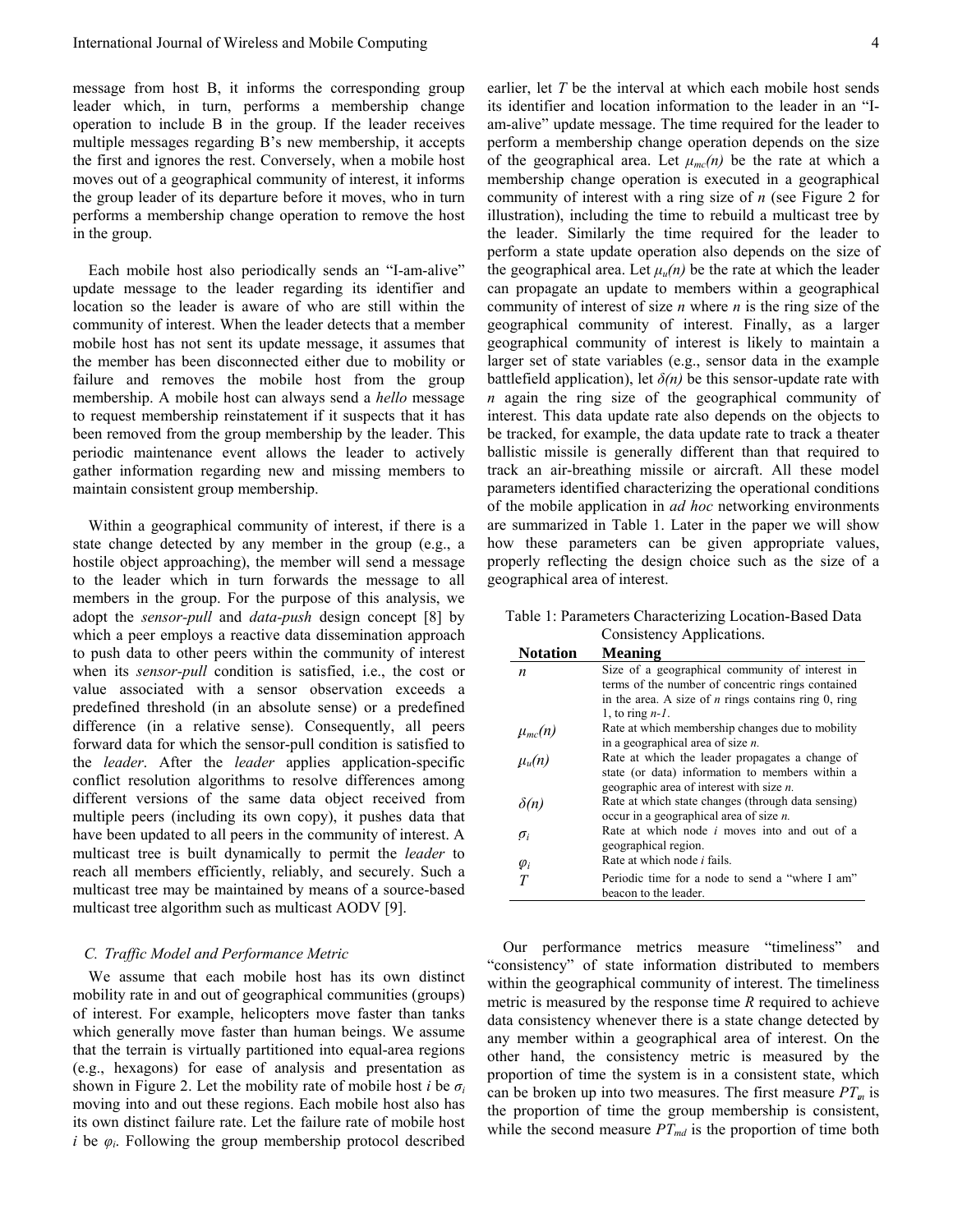message from host B, it informs the corresponding group leader which, in turn, performs a membership change operation to include B in the group. If the leader receives multiple messages regarding B's new membership, it accepts the first and ignores the rest. Conversely, when a mobile host moves out of a geographical community of interest, it informs the group leader of its departure before it moves, who in turn performs a membership change operation to remove the host in the group.

Each mobile host also periodically sends an "I-am-alive" update message to the leader regarding its identifier and location so the leader is aware of who are still within the community of interest. When the leader detects that a member mobile host has not sent its update message, it assumes that the member has been disconnected either due to mobility or failure and removes the mobile host from the group membership. A mobile host can always send a *hello* message to request membership reinstatement if it suspects that it has been removed from the group membership by the leader. This periodic maintenance event allows the leader to actively gather information regarding new and missing members to maintain consistent group membership.

Within a geographical community of interest, if there is a state change detected by any member in the group (e.g., a hostile object approaching), the member will send a message to the leader which in turn forwards the message to all members in the group. For the purpose of this analysis, we adopt the *sensor-pull* and *data-push* design concept [8] by which a peer employs a reactive data dissemination approach to push data to other peers within the community of interest when its *sensor-pull* condition is satisfied, i.e., the cost or value associated with a sensor observation exceeds a predefined threshold (in an absolute sense) or a predefined difference (in a relative sense). Consequently, all peers forward data for which the sensor-pull condition is satisfied to the *leader*. After the *leader* applies application-specific conflict resolution algorithms to resolve differences among different versions of the same data object received from multiple peers (including its own copy), it pushes data that have been updated to all peers in the community of interest. A multicast tree is built dynamically to permit the *leader* to reach all members efficiently, reliably, and securely. Such a multicast tree may be maintained by means of a source-based multicast tree algorithm such as multicast AODV [9].

### C. Traffic Model and Performance Metric

We assume that each mobile host has its own distinct mobility rate in and out of geographical communities (groups) of interest. For example, helicopters move faster than tanks which generally move faster than human beings. We assume that the terrain is virtually partitioned into equal-area regions (e.g., hexagons) for ease of analysis and presentation as shown in Figure 2. Let the mobility rate of mobile host $i$ be $\sigma_i$ moving into and out these regions. Each mobile host also has its own distinct failure rate. Let the failure rate of mobile host $i$ be $\varphi_i$. Following the group membership protocol described earlier, let $T$ be the interval at which each mobile host sends its identifier and location information to the leader in an "I-am-alive" update message. The time required for the leader to perform a membership change operation depends on the size of the geographical area. Let $\mu_{mc}(n)$ be the rate at which a membership change operation is executed in a geographical community of interest with a ring size of $n$ (see Figure 2 for illustration), including the time to rebuild a multicast tree by the leader. Similarly the time required for the leader to perform a state update operation also depends on the size of the geographical area. Let $\mu_u(n)$ be the rate at which the leader can propagate an update to members within a geographical community of interest of size $n$ where $n$ is the ring size of the geographical community of interest. Finally, as a larger geographical community of interest is likely to maintain a larger set of state variables (e.g., sensor data in the example battlefield application), let $\delta(n)$ be this sensor-update rate with $n$ again the ring size of the geographical community of interest. This data update rate also depends on the objects to be tracked, for example, the data update rate to track a theater ballistic missile is generally different than that required to track an air-breathing missile or aircraft. All these model parameters identified characterizing the operational conditions of the mobile application in *ad hoc* networking environments are summarized in Table 1. Later in the paper we will show how these parameters can be given appropriate values, properly reflecting the design choice such as the size of a geographical area of interest.

Table 1: Parameters Characterizing Location-Based Data Consistency Applications.

| Notation | Meaning |
|---|---|
| $n$ | Size of a geographical community of interest in terms of the number of concentric rings contained in the area. A size of $n$ rings contains ring 0, ring 1, to ring $n$-$1$. |
| $\mu_{mc}(n)$ | Rate at which membership changes due to mobility in a geographical area of size $n$. |
| $\mu_u(n)$ | Rate at which the leader propagates a change of state (or data) information to members within a geographic area of interest with size $n$. |
| $\delta(n)$ | Rate at which state changes (through data sensing) occur in a geographical area of size $n$. |
| $\sigma_i$ | Rate at which node $i$ moves into and out of a geographical region. |
| $\varphi_i$ | Rate at which node $i$ fails. |
| $T$ | Periodic time for a node to send a "where I am" beacon to the leader. |

Our performance metrics measure "timeliness" and "consistency" of state information distributed to members within the geographical community of interest. The timeliness metric is measured by the response time $R$ required to achieve data consistency whenever there is a state change detected by any member within a geographical area of interest. On the other hand, the consistency metric is measured by the proportion of time the system is in a consistent state, which can be broken up into two measures. The first measure $PT_m$ is the proportion of time the group membership is consistent, while the second measure $PT_{md}$ is the proportion of time both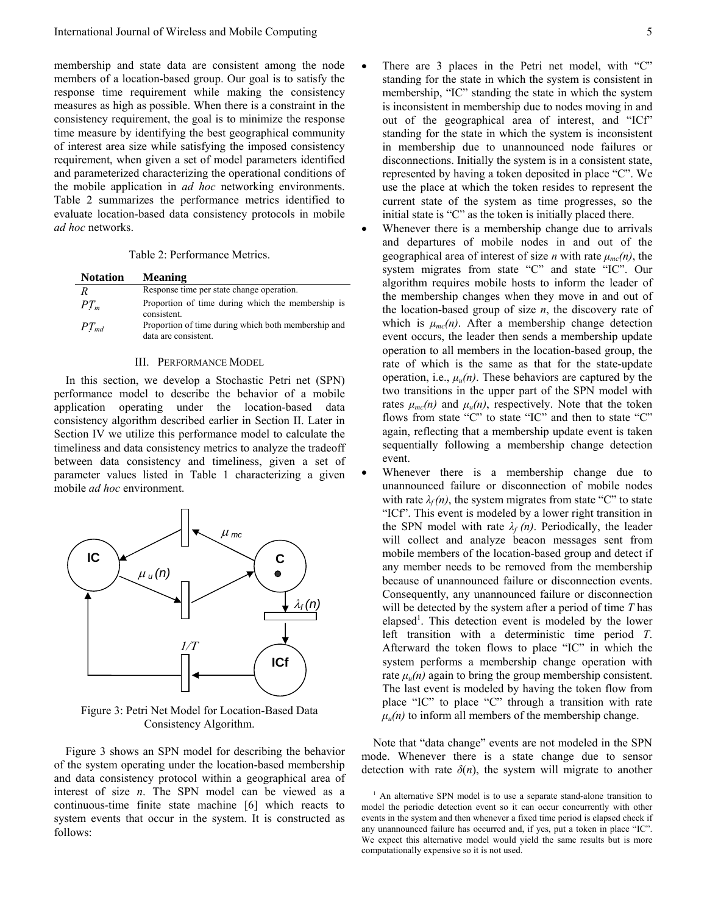membership and state data are consistent among the node members of a location-based group. Our goal is to satisfy the response time requirement while making the consistency measures as high as possible. When there is a constraint in the consistency requirement, the goal is to minimize the response time measure by identifying the best geographical community of interest area size while satisfying the imposed consistency requirement, when given a set of model parameters identified and parameterized characterizing the operational conditions of the mobile application in *ad hoc* networking environments. Table 2 summarizes the performance metrics identified to evaluate location-based data consistency protocols in mobile *ad hoc* networks.

Table 2: Performance Metrics.

| Notation | Meaning |
|---|---|
| $R$ | Response time per state change operation. |
| $PT_m$ | Proportion of time during which the membership is consistent. |
| $PT_{md}$ | Proportion of time during which both membership and data are consistent. |

## III. Performance Model

In this section, we develop a Stochastic Petri net (SPN) performance model to describe the behavior of a mobile application operating under the location-based data consistency algorithm described earlier in Section II. Later in Section IV we utilize this performance model to calculate the timeliness and data consistency metrics to analyze the tradeoff between data consistency and timeliness, given a set of parameter values listed in Table 1 characterizing a given mobile *ad hoc* environment.

Figure 3: Petri Net Model for Location-Based Data Consistency Algorithm.

Figure 3 shows an SPN model for describing the behavior of the system operating under the location-based membership and data consistency protocol within a geographical area of interest of size $n$. The SPN model can be viewed as a continuous-time finite state machine [6] which reacts to system events that occur in the system. It is constructed as follows:

- There are 3 places in the Petri net model, with "C" standing for the state in which the system is consistent in membership, "IC" standing the state in which the system is inconsistent in membership due to nodes moving in and out of the geographical area of interest, and "ICf" standing for the state in which the system is inconsistent in membership due to unannounced node failures or disconnections. Initially the system is in a consistent state, represented by having a token deposited in place "C". We use the place at which the token resides to represent the current state of the system as time progresses, so the initial state is "C" as the token is initially placed there.
- Whenever there is a membership change due to arrivals and departures of mobile nodes in and out of the geographical area of interest of size $n$ with rate $\mu_{mc}(n)$, the system migrates from state "C" and state "IC". Our algorithm requires mobile hosts to inform the leader of the membership changes when they move in and out of the location-based group of size $n$, the discovery rate of which is $\mu_{mc}(n)$. After a membership change detection event occurs, the leader then sends a membership update operation to all members in the location-based group, the rate of which is the same as that for the state-update operation, i.e., $\mu_u(n)$. These behaviors are captured by the two transitions in the upper part of the SPN model with rates $\mu_{mc}(n)$ and $\mu_u(n)$, respectively. Note that the token flows from state "C" to state "IC" and then to state "C" again, reflecting that a membership update event is taken sequentially following a membership change detection event.
- Whenever there is a membership change due to unannounced failure or disconnection of mobile nodes with rate $\lambda_f(n)$, the system migrates from state "C" to state "ICf". This event is modeled by a lower right transition in the SPN model with rate $\lambda_f(n)$. Periodically, the leader will collect and analyze beacon messages sent from mobile members of the location-based group and detect if any member needs to be removed from the membership because of unannounced failure or disconnection events. Consequently, any unannounced failure or disconnection will be detected by the system after a period of time $T$ has elapsed[1]. This detection event is modeled by the lower left transition with a deterministic time period $T$. Afterward the token flows to place "IC" in which the system performs a membership change operation with rate $\mu_u(n)$ again to bring the group membership consistent. The last event is modeled by having the token flow from place "IC" to place "C" through a transition with rate $\mu_u(n)$ to inform all members of the membership change.

Note that "data change" events are not modeled in the SPN mode. Whenever there is a state change due to sensor detection with rate $\delta(n)$, the system will migrate to another

[1] An alternative SPN model is to use a separate stand-alone transition to model the periodic detection event so it can occur concurrently with other events in the system and then whenever a fixed time period is elapsed check if any unannounced failure has occurred and, if yes, put a token in place "IC". We expect this alternative model would yield the same results but is more computationally expensive so it is not used.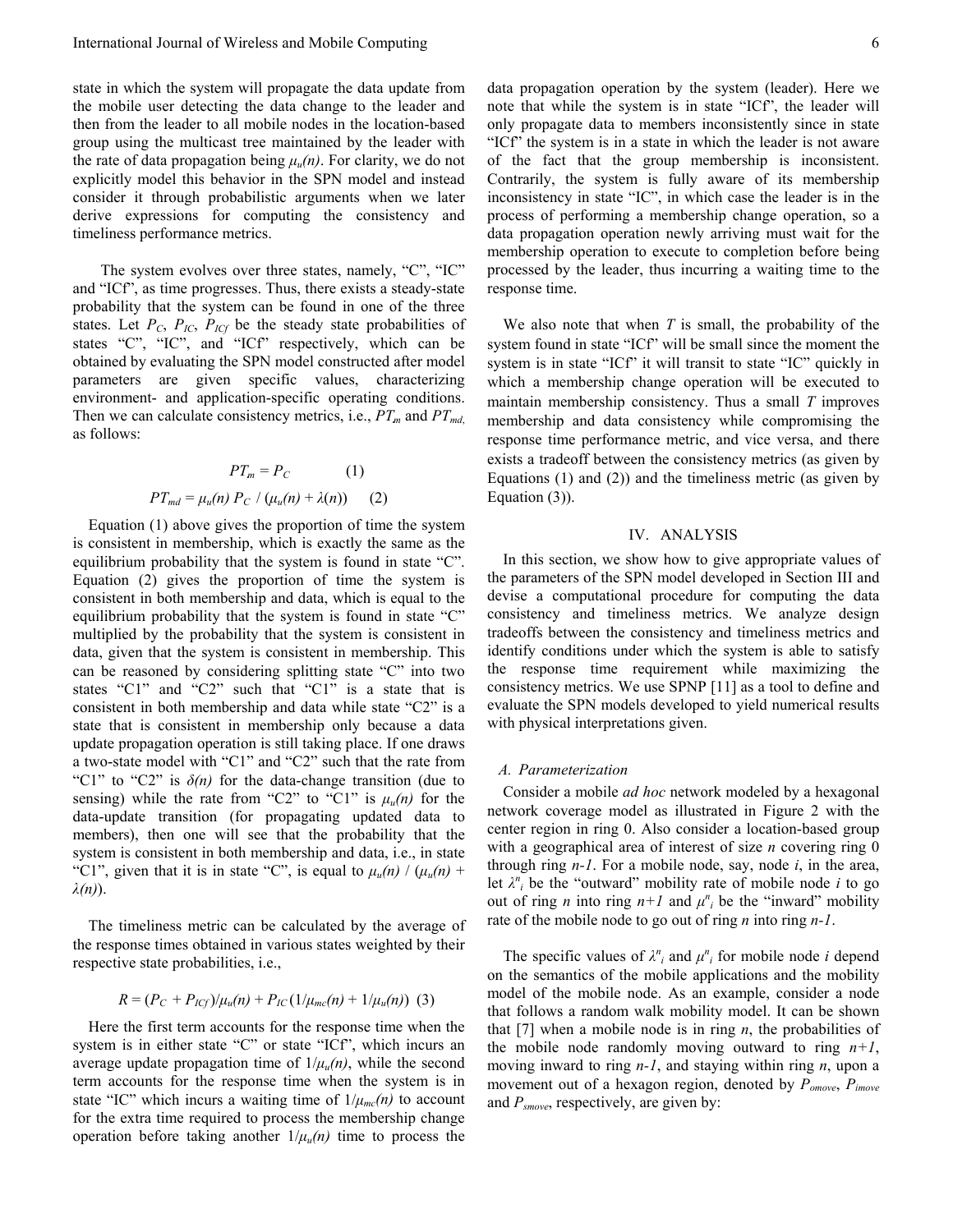state in which the system will propagate the data update from the mobile user detecting the data change to the leader and then from the leader to all mobile nodes in the location-based group using the multicast tree maintained by the leader with the rate of data propagation being $\mu_u(n)$. For clarity, we do not explicitly model this behavior in the SPN model and instead consider it through probabilistic arguments when we later derive expressions for computing the consistency and timeliness performance metrics.

The system evolves over three states, namely, "C", "IC" and "ICf", as time progresses. Thus, there exists a steady-state probability that the system can be found in one of the three states. Let $P_C$, $P_{IC}$, $P_{ICf}$ be the steady state probabilities of states "C", "IC", and "ICf" respectively, which can be obtained by evaluating the SPN model constructed after model parameters are given specific values, characterizing environment- and application-specific operating conditions. Then we can calculate consistency metrics, i.e., $PT_m$ and $PT_{md}$, as follows:

$$PT_m = P_C \qquad (1)$$

$$PT_{md} = \mu_u(n)\, P_C \,/\, (\mu_u(n) + \lambda(n)) \qquad (2)$$

Equation (1) above gives the proportion of time the system is consistent in membership, which is exactly the same as the equilibrium probability that the system is found in state "C". Equation (2) gives the proportion of time the system is consistent in both membership and data, which is equal to the equilibrium probability that the system is found in state "C" multiplied by the probability that the system is consistent in data, given that the system is consistent in membership. This can be reasoned by considering splitting state "C" into two states "C1" and "C2" such that "C1" is a state that is consistent in both membership and data while state "C2" is a state that is consistent in membership only because a data update propagation operation is still taking place. If one draws a two-state model with "C1" and "C2" such that the rate from "C1" to "C2" is $\delta(n)$ for the data-change transition (due to sensing) while the rate from "C2" to "C1" is $\mu_u(n)$ for the data-update transition (for propagating updated data to members), then one will see that the probability that the system is consistent in both membership and data, i.e., in state "C1", given that it is in state "C", is equal to $\mu_u(n) / (\mu_u(n) + \lambda(n))$.

The timeliness metric can be calculated by the average of the response times obtained in various states weighted by their respective state probabilities, i.e.,

$$R = (P_C + P_{ICf})/\mu_u(n) + P_{IC}\,(1/\mu_{mc}(n) + 1/\mu_u(n)) \quad (3)$$

Here the first term accounts for the response time when the system is in either state "C" or state "ICf", which incurs an average update propagation time of $1/\mu_u(n)$, while the second term accounts for the response time when the system is in state "IC" which incurs a waiting time of $1/\mu_{mc}(n)$ to account for the extra time required to process the membership change operation before taking another $1/\mu_u(n)$ time to process the data propagation operation by the system (leader). Here we note that while the system is in state "ICf", the leader will only propagate data to members inconsistently since in state "ICf" the system is in a state in which the leader is not aware of the fact that the group membership is inconsistent. Contrarily, the system is fully aware of its membership inconsistency in state "IC", in which case the leader is in the process of performing a membership change operation, so a data propagation operation newly arriving must wait for the membership operation to execute to completion before being processed by the leader, thus incurring a waiting time to the response time.

We also note that when $T$ is small, the probability of the system found in state "ICf" will be small since the moment the system is in state "ICf" it will transit to state "IC" quickly in which a membership change operation will be executed to maintain membership consistency. Thus a small $T$ improves membership and data consistency while compromising the response time performance metric, and vice versa, and there exists a tradeoff between the consistency metrics (as given by Equations (1) and (2)) and the timeliness metric (as given by Equation (3)).

## IV. ANALYSIS

In this section, we show how to give appropriate values of the parameters of the SPN model developed in Section III and devise a computational procedure for computing the data consistency and timeliness metrics. We analyze design tradeoffs between the consistency and timeliness metrics and identify conditions under which the system is able to satisfy the response time requirement while maximizing the consistency metrics. We use SPNP [11] as a tool to define and evaluate the SPN models developed to yield numerical results with physical interpretations given.

### *A. Parameterization*

Consider a mobile *ad hoc* network modeled by a hexagonal network coverage model as illustrated in Figure 2 with the center region in ring 0. Also consider a location-based group with a geographical area of interest of size *n* covering ring 0 through ring *n-1*. For a mobile node, say, node *i*, in the area, let $\lambda^n_i$ be the "outward" mobility rate of mobile node *i* to go out of ring *n* into ring *n+1* and $\mu^n_i$ be the "inward" mobility rate of the mobile node to go out of ring *n* into ring *n-1*.

The specific values of $\lambda^n_i$ and $\mu^n_i$ for mobile node *i* depend on the semantics of the mobile applications and the mobility model of the mobile node. As an example, consider a node that follows a random walk mobility model. It can be shown that [7] when a mobile node is in ring *n*, the probabilities of the mobile node randomly moving outward to ring *n+1*, moving inward to ring *n-1*, and staying within ring *n*, upon a movement out of a hexagon region, denoted by $P_{omove}$, $P_{imove}$ and $P_{smove}$, respectively, are given by: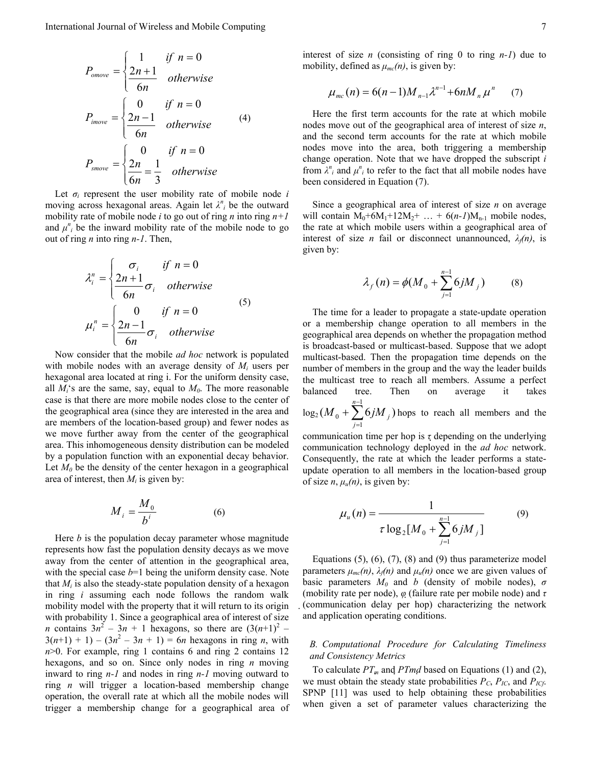$$P_{omove} = \begin{cases} 1 & if\ n = 0 \\ \dfrac{2n+1}{6n} & otherwise \end{cases}$$

$$P_{imove} = \begin{cases} 0 & if\ n = 0 \\ \dfrac{2n-1}{6n} & otherwise \end{cases} \quad (4)$$

$$P_{smove} = \begin{cases} 0 & if\ n = 0 \\ \dfrac{2n}{6n} = \dfrac{1}{3} & otherwise \end{cases}$$

Let $\sigma_i$ represent the user mobility rate of mobile node $i$ moving across hexagonal areas. Again let $\lambda^n_i$ be the outward mobility rate of mobile node $i$ to go out of ring $n$ into ring $n+1$ and $\mu^n_i$ be the inward mobility rate of the mobile node to go out of ring $n$ into ring $n-1$. Then,

$$\lambda^n_i = \begin{cases} \sigma_i & if\ n = 0 \\ \dfrac{2n+1}{6n}\sigma_i & otherwise \end{cases}$$

$$\mu^n_i = \begin{cases} 0 & if\ n = 0 \\ \dfrac{2n-1}{6n}\sigma_i & otherwise \end{cases} \quad (5)$$

Now consider that the mobile *ad hoc* network is populated with mobile nodes with an average density of $M_i$ users per hexagonal area located at ring i. For the uniform density case, all $M_i$'s are the same, say, equal to $M_0$. The more reasonable case is that there are more mobile nodes close to the center of the geographical area (since they are interested in the area and are members of the location-based group) and fewer nodes as we move further away from the center of the geographical area. This inhomogeneous density distribution can be modeled by a population function with an exponential decay behavior. Let $M_0$ be the density of the center hexagon in a geographical area of interest, then $M_i$ is given by:

$$M_i = \frac{M_0}{b^i} \quad (6)$$

Here $b$ is the population decay parameter whose magnitude represents how fast the population density decays as we move away from the center of attention in the geographical area, with the special case $b$=1 being the uniform density case. Note that $M_i$ is also the steady-state population density of a hexagon in ring $i$ assuming each node follows the random walk mobility model with the property that it will return to its origin with probability 1. Since a geographical area of interest of size $n$ contains $3n^2 - 3n + 1$ hexagons, so there are $(3(n+1)^2 - 3(n+1) + 1) - (3n^2 - 3n + 1) = 6n$ hexagons in ring $n$, with $n>0$. For example, ring 1 contains 6 and ring 2 contains 12 hexagons, and so on. Since only nodes in ring $n$ moving inward to ring $n-1$ and nodes in ring $n-1$ moving outward to ring $n$ will trigger a location-based membership change operation, the overall rate at which all the mobile nodes will trigger a membership change for a geographical area of interest of size $n$ (consisting of ring 0 to ring $n-1$) due to mobility, defined as $\mu_{mc}(n)$, is given by:

$$\mu_{mc}(n) = 6(n-1)M_{n-1}\lambda^{n-1} + 6nM_n\mu^n \quad (7)$$

Here the first term accounts for the rate at which mobile nodes move out of the geographical area of interest of size $n$, and the second term accounts for the rate at which mobile nodes move into the area, both triggering a membership change operation. Note that we have dropped the subscript $i$ from $\lambda^n_i$ and $\mu^n_i$ to refer to the fact that all mobile nodes have been considered in Equation (7).

Since a geographical area of interest of size $n$ on average will contain $M_0+6M_1+12M_2+ \dots + 6(n-1)M_{n-1}$ mobile nodes, the rate at which mobile users within a geographical area of interest of size $n$ fail or disconnect unannounced, $\lambda_f(n)$, is given by:

$$\lambda_f(n) = \phi(M_0 + \sum_{j=1}^{n-1} 6jM_j) \quad (8)$$

The time for a leader to propagate a state-update operation or a membership change operation to all members in the geographical area depends on whether the propagation method is broadcast-based or multicast-based. Suppose that we adopt multicast-based. Then the propagation time depends on the number of members in the group and the way the leader builds the multicast tree to reach all members. Assume a perfect balanced tree. Then on average it takes $\log_2(M_0 + \sum_{j=1}^{n-1} 6jM_j)$ hops to reach all members and the communication time per hop is $\tau$ depending on the underlying communication technology deployed in the *ad hoc* network. Consequently, the rate at which the leader performs a state-update operation to all members in the location-based group of size $n$, $\mu_u(n)$, is given by:

$$\mu_u(n) = \frac{1}{\tau \log_2[M_0 + \sum_{j=1}^{n-1} 6jM_j]} \quad (9)$$

Equations (5), (6), (7), (8) and (9) thus parameterize model parameters $\mu_{mc}(n)$, $\lambda_f(n)$ and $\mu_u(n)$ once we are given values of basic parameters $M_0$ and $b$ (density of mobile nodes), $\sigma$ (mobility rate per node), $\varphi$ (failure rate per mobile node) and $\tau$ (communication delay per hop) characterizing the network and application operating conditions.

### B. Computational Procedure for Calculating Timeliness and Consistency Metrics

To calculate $PT_m$ and $PTmd$ based on Equations (1) and (2), we must obtain the steady state probabilities $P_C$, $P_{IC}$, and $P_{ICf}$. SPNP [11] was used to help obtaining these probabilities when given a set of parameter values characterizing the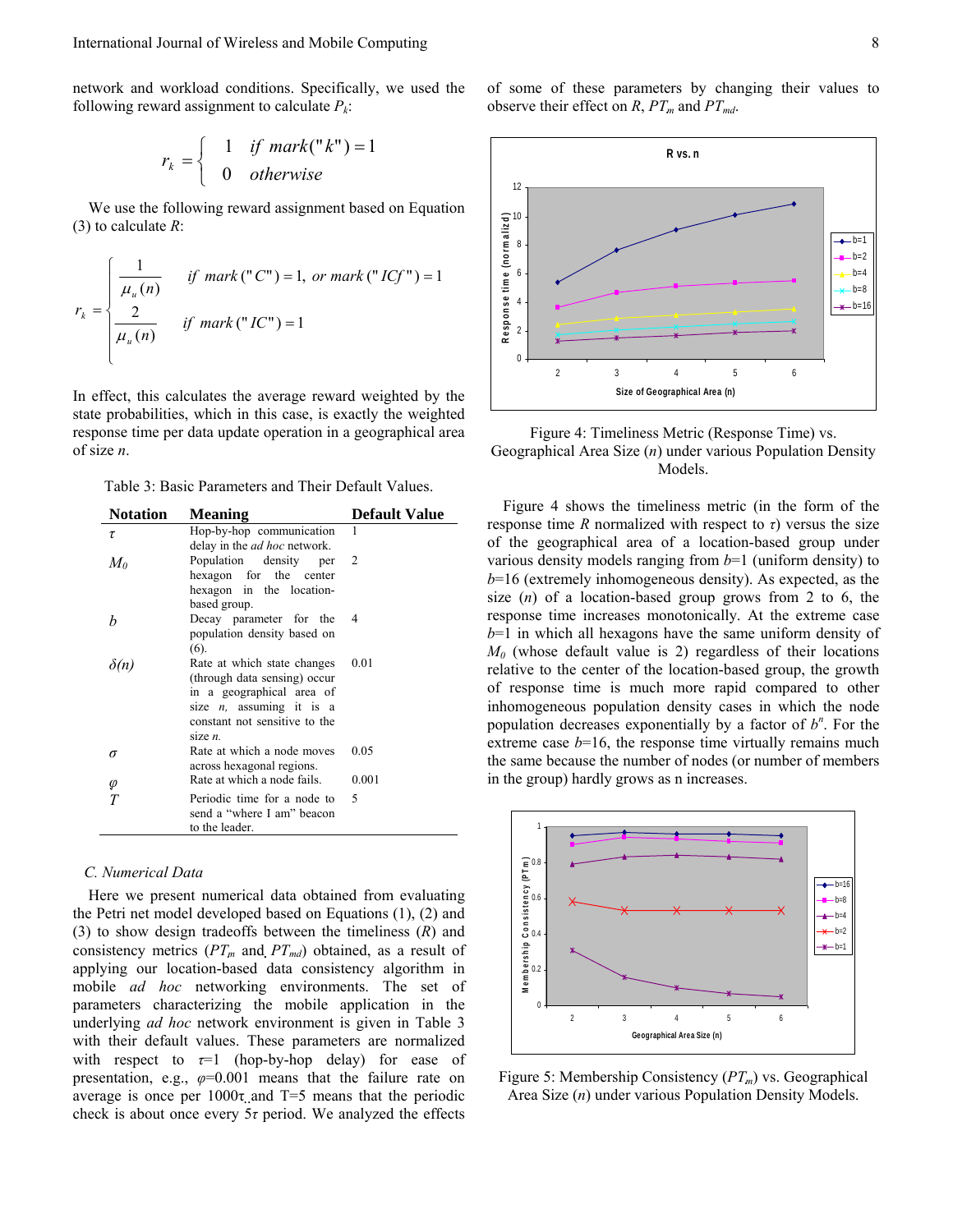network and workload conditions. Specifically, we used the following reward assignment to calculate $P_k$:

$$r_k = \begin{cases} 1 & if\ mark("k") = 1 \\ 0 & otherwise \end{cases}$$

We use the following reward assignment based on Equation (3) to calculate $R$:

$$r_k = \begin{cases} \dfrac{1}{\mu_u(n)} & if\ mark("C") = 1,\ or\ mark("ICf") = 1 \\ \dfrac{2}{\mu_u(n)} & if\ mark("IC") = 1 \end{cases}$$

In effect, this calculates the average reward weighted by the state probabilities, which in this case, is exactly the weighted response time per data update operation in a geographical area of size $n$.

Table 3: Basic Parameters and Their Default Values.

| Notation | Meaning | Default Value |
|---|---|---|
| $\tau$ | Hop-by-hop communication delay in the *ad hoc* network. | 1 |
| $M_0$ | Population density per hexagon for the center hexagon in the location-based group. | 2 |
| $b$ | Decay parameter for the population density based on (6). | 4 |
| $\delta(n)$ | Rate at which state changes (through data sensing) occur in a geographical area of size *n*, assuming it is a constant not sensitive to the size *n*. | 0.01 |
| $\sigma$ | Rate at which a node moves across hexagonal regions. | 0.05 |
| $\varphi$ | Rate at which a node fails. | 0.001 |
| $T$ | Periodic time for a node to send a "where I am" beacon to the leader. | 5 |

### C. Numerical Data

Here we present numerical data obtained from evaluating the Petri net model developed based on Equations (1), (2) and (3) to show design tradeoffs between the timeliness ($R$) and consistency metrics ($PT_m$ and $PT_{md}$) obtained, as a result of applying our location-based data consistency algorithm in mobile *ad hoc* networking environments. The set of parameters characterizing the mobile application in the underlying *ad hoc* network environment is given in Table 3 with their default values. These parameters are normalized with respect to $\tau$=1 (hop-by-hop delay) for ease of presentation, e.g., $\varphi$=0.001 means that the failure rate on average is once per 1000$\tau$ and T=5 means that the periodic check is about once every 5$\tau$ period. We analyzed the effects of some of these parameters by changing their values to observe their effect on $R$, $PT_m$ and $PT_{md}$.

Figure 4: Timeliness Metric (Response Time) vs. Geographical Area Size ($n$) under various Population Density Models.

Figure 4 shows the timeliness metric (in the form of the response time $R$ normalized with respect to $\tau$) versus the size of the geographical area of a location-based group under various density models ranging from $b$=1 (uniform density) to $b$=16 (extremely inhomogeneous density). As expected, as the size ($n$) of a location-based group grows from 2 to 6, the response time increases monotonically. At the extreme case $b$=1 in which all hexagons have the same uniform density of $M_0$ (whose default value is 2) regardless of their locations relative to the center of the location-based group, the growth of response time is much more rapid compared to other inhomogeneous population density cases in which the node population decreases exponentially by a factor of $b^n$. For the extreme case $b$=16, the response time virtually remains much the same because the number of nodes (or number of members in the group) hardly grows as n increases.

Figure 5: Membership Consistency ($PT_m$) vs. Geographical Area Size ($n$) under various Population Density Models.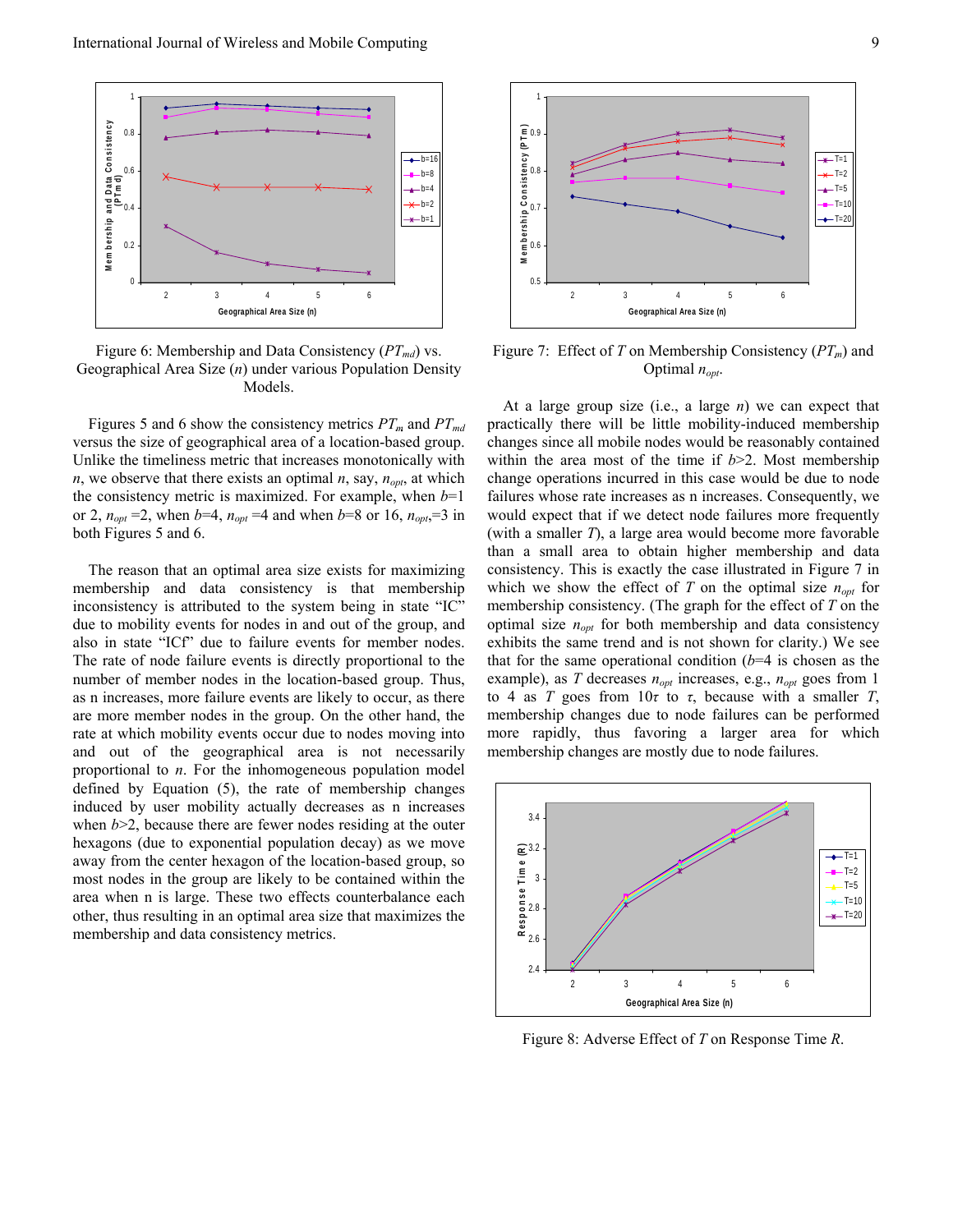Figure 6: Membership and Data Consistency ($PT_{md}$) vs. Geographical Area Size ($n$) under various Population Density Models.

Figures 5 and 6 show the consistency metrics $PT_m$ and $PT_{md}$ versus the size of geographical area of a location-based group. Unlike the timeliness metric that increases monotonically with $n$, we observe that there exists an optimal $n$, say, $n_{opt}$, at which the consistency metric is maximized. For example, when $b$=1 or 2, $n_{opt}$ =2, when $b$=4, $n_{opt}$ =4 and when $b$=8 or 16, $n_{opt}$=3 in both Figures 5 and 6.

The reason that an optimal area size exists for maximizing membership and data consistency is that membership inconsistency is attributed to the system being in state "IC" due to mobility events for nodes in and out of the group, and also in state "ICf" due to failure events for member nodes. The rate of node failure events is directly proportional to the number of member nodes in the location-based group. Thus, as n increases, more failure events are likely to occur, as there are more member nodes in the group. On the other hand, the rate at which mobility events occur due to nodes moving into and out of the geographical area is not necessarily proportional to $n$. For the inhomogeneous population model defined by Equation (5), the rate of membership changes induced by user mobility actually decreases as n increases when $b$>2, because there are fewer nodes residing at the outer hexagons (due to exponential population decay) as we move away from the center hexagon of the location-based group, so most nodes in the group are likely to be contained within the area when n is large. These two effects counterbalance each other, thus resulting in an optimal area size that maximizes the membership and data consistency metrics.

Figure 7: Effect of $T$ on Membership Consistency ($PT_m$) and Optimal $n_{opt}$.

At a large group size (i.e., a large $n$) we can expect that practically there will be little mobility-induced membership changes since all mobile nodes would be reasonably contained within the area most of the time if $b$>2. Most membership change operations incurred in this case would be due to node failures whose rate increases as n increases. Consequently, we would expect that if we detect node failures more frequently (with a smaller $T$), a large area would become more favorable than a small area to obtain higher membership and data consistency. This is exactly the case illustrated in Figure 7 in which we show the effect of $T$ on the optimal size $n_{opt}$ for membership consistency. (The graph for the effect of $T$ on the optimal size $n_{opt}$ for both membership and data consistency exhibits the same trend and is not shown for clarity.) We see that for the same operational condition ($b$=4 is chosen as the example), as $T$ decreases $n_{opt}$ increases, e.g., $n_{opt}$ goes from 1 to 4 as $T$ goes from $10\tau$ to $\tau$, because with a smaller $T$, membership changes due to node failures can be performed more rapidly, thus favoring a larger area for which membership changes are mostly due to node failures.

Figure 8: Adverse Effect of $T$ on Response Time $R$.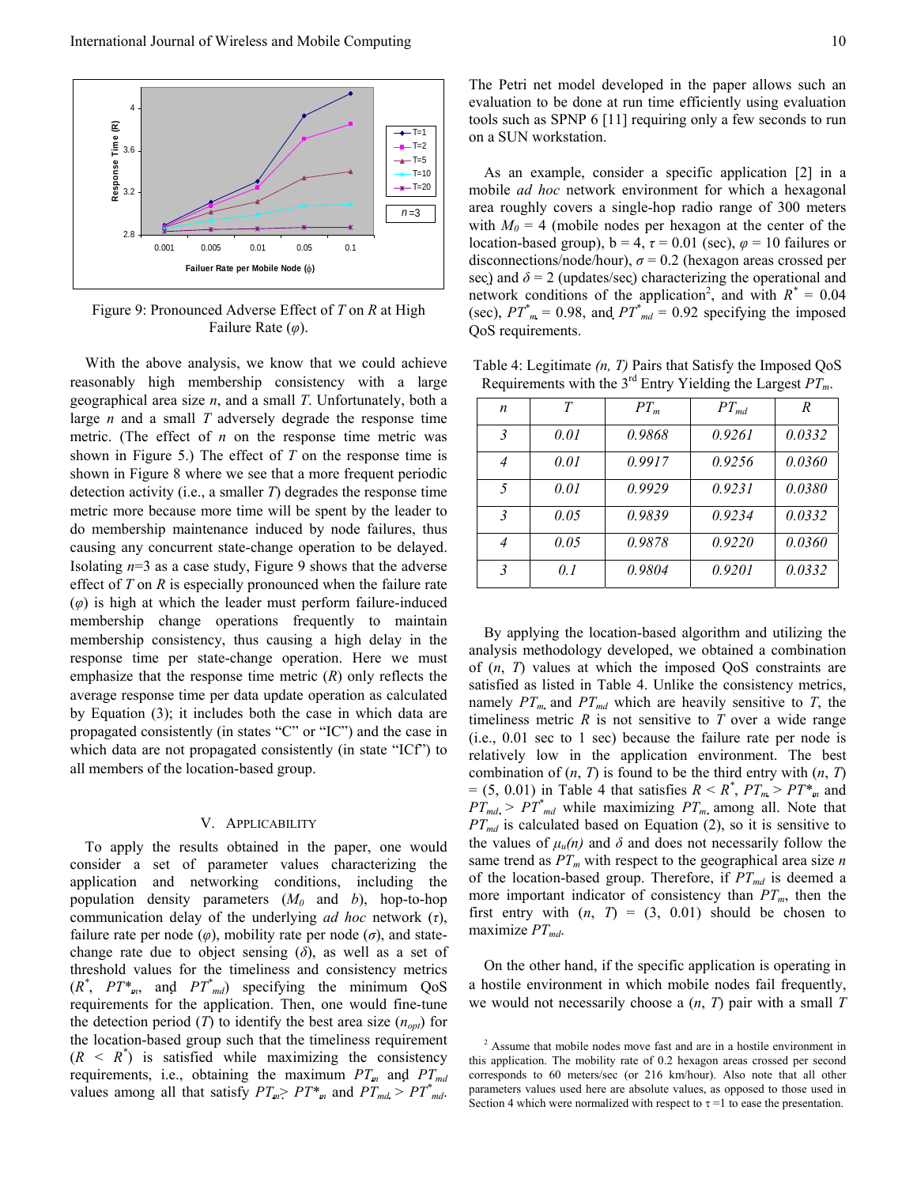Figure 9: Pronounced Adverse Effect of $T$ on $R$ at High Failure Rate ($\varphi$).

With the above analysis, we know that we could achieve reasonably high membership consistency with a large geographical area size $n$, and a small $T$. Unfortunately, both a large $n$ and a small $T$ adversely degrade the response time metric. (The effect of $n$ on the response time metric was shown in Figure 5.) The effect of $T$ on the response time is shown in Figure 8 where we see that a more frequent periodic detection activity (i.e., a smaller $T$) degrades the response time metric more because more time will be spent by the leader to do membership maintenance induced by node failures, thus causing any concurrent state-change operation to be delayed. Isolating $n$=3 as a case study, Figure 9 shows that the adverse effect of $T$ on $R$ is especially pronounced when the failure rate ($\varphi$) is high at which the leader must perform failure-induced membership change operations frequently to maintain membership consistency, thus causing a high delay in the response time per state-change operation. Here we must emphasize that the response time metric ($R$) only reflects the average response time per data update operation as calculated by Equation (3); it includes both the case in which data are propagated consistently (in states "C" or "IC") and the case in which data are not propagated consistently (in state "ICf") to all members of the location-based group.

## V. APPLICABILITY

To apply the results obtained in the paper, one would consider a set of parameter values characterizing the application and networking conditions, including the population density parameters ($M_0$ and $b$), hop-to-hop communication delay of the underlying *ad hoc* network ($\tau$), failure rate per node ($\varphi$), mobility rate per node ($\sigma$), and state-change rate due to object sensing ($\delta$), as well as a set of threshold values for the timeliness and consistency metrics ($R^*$, $PT^*_m$, and $PT^*_{md}$) specifying the minimum QoS requirements for the application. Then, one would fine-tune the detection period ($T$) to identify the best area size ($n_{opt}$) for the location-based group such that the timeliness requirement ($R < R^*$) is satisfied while maximizing the consistency requirements, i.e., obtaining the maximum $PT_m$ and $PT_{md}$ values among all that satisfy $PT_m > PT^*_m$ and $PT_{md} > PT^*_{md}$.

The Petri net model developed in the paper allows such an evaluation to be done at run time efficiently using evaluation tools such as SPNP 6 [11] requiring only a few seconds to run on a SUN workstation.

As an example, consider a specific application [2] in a mobile *ad hoc* network environment for which a hexagonal area roughly covers a single-hop radio range of 300 meters with $M_0 = 4$ (mobile nodes per hexagon at the center of the location-based group), b = 4, $\tau$ = 0.01 (sec), $\varphi$ = 10 failures or disconnections/node/hour), $\sigma$ = 0.2 (hexagon areas crossed per sec) and $\delta$ = 2 (updates/sec) characterizing the operational and network conditions of the application[2], and with $R^*$ = 0.04 (sec), $PT^*_m$ = 0.98, and $PT^*_{md}$ = 0.92 specifying the imposed QoS requirements.

Table 4: Legitimate *(n, T)* Pairs that Satisfy the Imposed QoS Requirements with the 3rd Entry Yielding the Largest $PT_m$.

| $n$ | $T$ | $PT_m$ | $PT_{md}$ | $R$ |
|---|---|---|---|---|
| 3 | 0.01 | 0.9868 | 0.9261 | 0.0332 |
| 4 | 0.01 | 0.9917 | 0.9256 | 0.0360 |
| 5 | 0.01 | 0.9929 | 0.9231 | 0.0380 |
| 3 | 0.05 | 0.9839 | 0.9234 | 0.0332 |
| 4 | 0.05 | 0.9878 | 0.9220 | 0.0360 |
| 3 | 0.1 | 0.9804 | 0.9201 | 0.0332 |

By applying the location-based algorithm and utilizing the analysis methodology developed, we obtained a combination of ($n$, $T$) values at which the imposed QoS constraints are satisfied as listed in Table 4. Unlike the consistency metrics, namely $PT_m$ and $PT_{md}$ which are heavily sensitive to $T$, the timeliness metric $R$ is not sensitive to $T$ over a wide range (i.e., 0.01 sec to 1 sec) because the failure rate per node is relatively low in the application environment. The best combination of ($n$, $T$) is found to be the third entry with ($n$, $T$) = (5, 0.01) in Table 4 that satisfies $R < R^*$, $PT_m > PT^*_m$ and $PT_{md} > PT^*_{md}$ while maximizing $PT_m$ among all. Note that $PT_{md}$ is calculated based on Equation (2), so it is sensitive to the values of $\mu_u(n)$ and $\delta$ and does not necessarily follow the same trend as $PT_m$ with respect to the geographical area size $n$ of the location-based group. Therefore, if $PT_{md}$ is deemed a more important indicator of consistency than $PT_m$, then the first entry with ($n$, $T$) = (3, 0.01) should be chosen to maximize $PT_{md}$.

On the other hand, if the specific application is operating in a hostile environment in which mobile nodes fail frequently, we would not necessarily choose a ($n$, $T$) pair with a small $T$

[2] Assume that mobile nodes move fast and are in a hostile environment in this application. The mobility rate of 0.2 hexagon areas crossed per second corresponds to 60 meters/sec (or 216 km/hour). Also note that all other parameters values used here are absolute values, as opposed to those used in Section 4 which were normalized with respect to $\tau$ =1 to ease the presentation.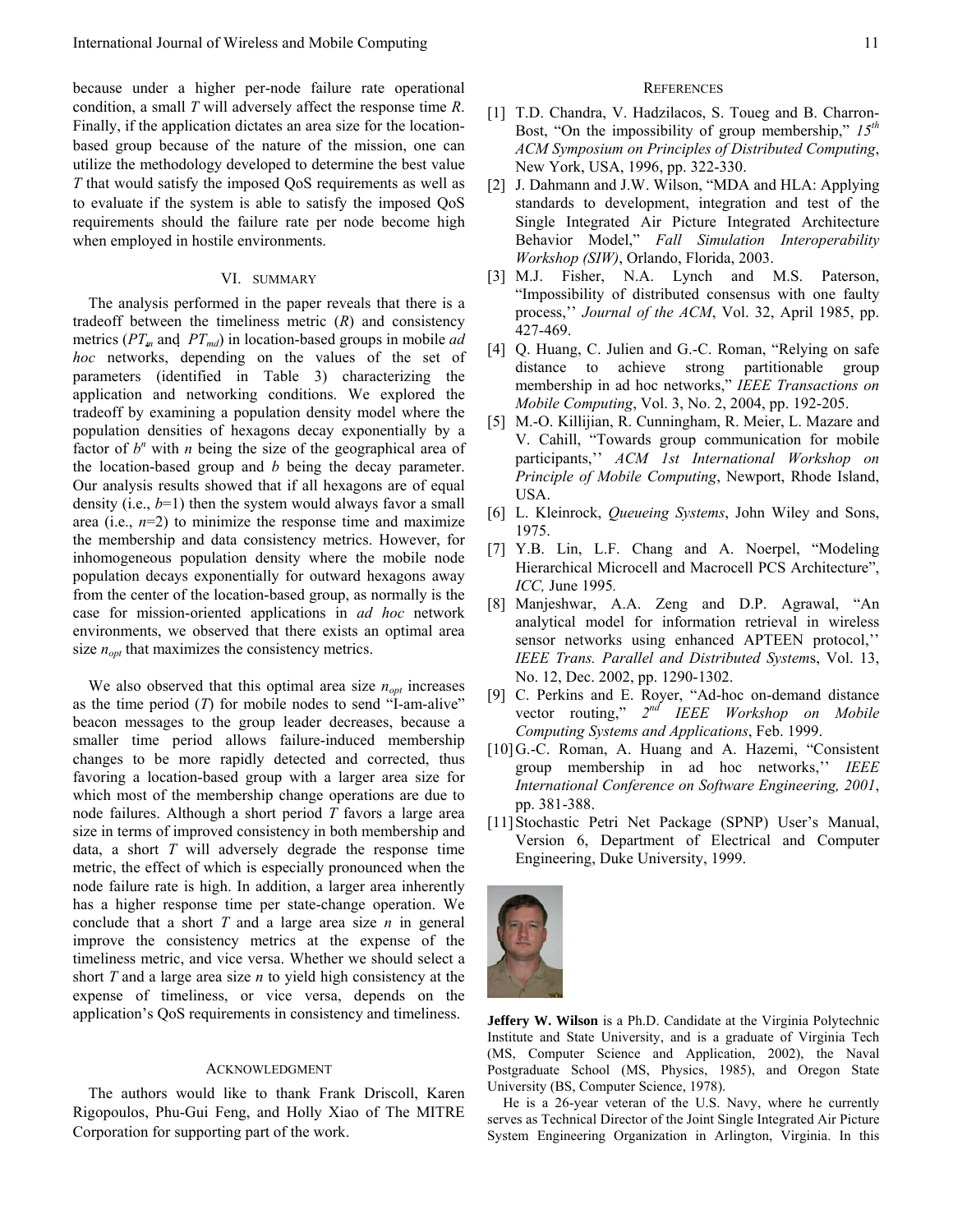because under a higher per-node failure rate operational condition, a small $T$ will adversely affect the response time $R$. Finally, if the application dictates an area size for the location-based group because of the nature of the mission, one can utilize the methodology developed to determine the best value $T$ that would satisfy the imposed QoS requirements as well as to evaluate if the system is able to satisfy the imposed QoS requirements should the failure rate per node become high when employed in hostile environments.

## VI. Summary

The analysis performed in the paper reveals that there is a tradeoff between the timeliness metric ($R$) and consistency metrics ($PT_m$ and $PT_{md}$) in location-based groups in mobile *ad hoc* networks, depending on the values of the set of parameters (identified in Table 3) characterizing the application and networking conditions. We explored the tradeoff by examining a population density model where the population densities of hexagons decay exponentially by a factor of $b^n$ with $n$ being the size of the geographical area of the location-based group and $b$ being the decay parameter. Our analysis results showed that if all hexagons are of equal density (i.e., $b$=1) then the system would always favor a small area (i.e., $n$=2) to minimize the response time and maximize the membership and data consistency metrics. However, for inhomogeneous population density where the mobile node population decays exponentially for outward hexagons away from the center of the location-based group, as normally is the case for mission-oriented applications in *ad hoc* network environments, we observed that there exists an optimal area size $n_{opt}$ that maximizes the consistency metrics.

We also observed that this optimal area size $n_{opt}$ increases as the time period ($T$) for mobile nodes to send "I-am-alive" beacon messages to the group leader decreases, because a smaller time period allows failure-induced membership changes to be more rapidly detected and corrected, thus favoring a location-based group with a larger area size for which most of the membership change operations are due to node failures. Although a short period $T$ favors a large area size in terms of improved consistency in both membership and data, a short $T$ will adversely degrade the response time metric, the effect of which is especially pronounced when the node failure rate is high. In addition, a larger area inherently has a higher response time per state-change operation. We conclude that a short $T$ and a large area size $n$ in general improve the consistency metrics at the expense of the timeliness metric, and vice versa. Whether we should select a short $T$ and a large area size $n$ to yield high consistency at the expense of timeliness, or vice versa, depends on the application's QoS requirements in consistency and timeliness.

## Acknowledgment

The authors would like to thank Frank Driscoll, Karen Rigopoulos, Phu-Gui Feng, and Holly Xiao of The MITRE Corporation for supporting part of the work.

## References

[1] T.D. Chandra, V. Hadzilacos, S. Toueg and B. Charron-Bost, "On the impossibility of group membership," *15th ACM Symposium on Principles of Distributed Computing*, New York, USA, 1996, pp. 322-330.

[2] J. Dahmann and J.W. Wilson, "MDA and HLA: Applying standards to development, integration and test of the Single Integrated Air Picture Integrated Architecture Behavior Model," *Fall Simulation Interoperability Workshop (SIW)*, Orlando, Florida, 2003.

[3] M.J. Fisher, N.A. Lynch and M.S. Paterson, "Impossibility of distributed consensus with one faulty process,'' *Journal of the ACM*, Vol. 32, April 1985, pp. 427-469.

[4] Q. Huang, C. Julien and G.-C. Roman, "Relying on safe distance to achieve strong partitionable group membership in ad hoc networks," *IEEE Transactions on Mobile Computing*, Vol. 3, No. 2, 2004, pp. 192-205.

[5] M.-O. Killijian, R. Cunningham, R. Meier, L. Mazare and V. Cahill, "Towards group communication for mobile participants,'' *ACM 1st International Workshop on Principle of Mobile Computing*, Newport, Rhode Island, USA.

[6] L. Kleinrock, *Queueing Systems*, John Wiley and Sons, 1975.

[7] Y.B. Lin, L.F. Chang and A. Noerpel, "Modeling Hierarchical Microcell and Macrocell PCS Architecture", *ICC,* June 1995*.*

[8] Manjeshwar, A.A. Zeng and D.P. Agrawal, "An analytical model for information retrieval in wireless sensor networks using enhanced APTEEN protocol,'' *IEEE Trans. Parallel and Distributed Systems*, Vol. 13, No. 12, Dec. 2002, pp. 1290-1302.

[9] C. Perkins and E. Royer, "Ad-hoc on-demand distance vector routing," *2nd IEEE Workshop on Mobile Computing Systems and Applications*, Feb. 1999.

[10] G.-C. Roman, A. Huang and A. Hazemi, "Consistent group membership in ad hoc networks,'' *IEEE International Conference on Software Engineering, 2001*, pp. 381-388.

[11] Stochastic Petri Net Package (SPNP) User's Manual, Version 6, Department of Electrical and Computer Engineering, Duke University, 1999.

**Jeffery W. Wilson** is a Ph.D. Candidate at the Virginia Polytechnic Institute and State University, and is a graduate of Virginia Tech (MS, Computer Science and Application, 2002), the Naval Postgraduate School (MS, Physics, 1985), and Oregon State University (BS, Computer Science, 1978).

He is a 26-year veteran of the U.S. Navy, where he currently serves as Technical Director of the Joint Single Integrated Air Picture System Engineering Organization in Arlington, Virginia. In this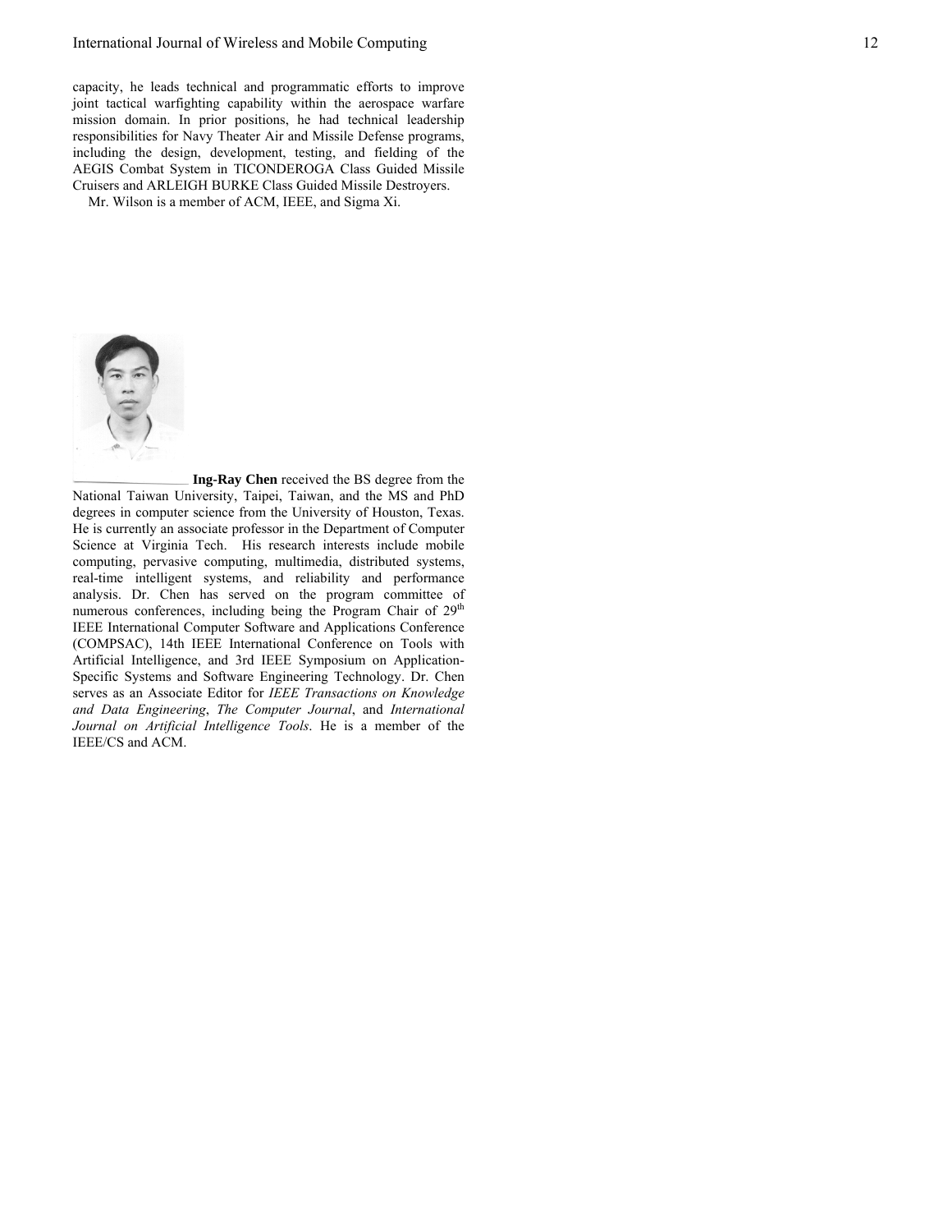capacity, he leads technical and programmatic efforts to improve joint tactical warfighting capability within the aerospace warfare mission domain. In prior positions, he had technical leadership responsibilities for Navy Theater Air and Missile Defense programs, including the design, development, testing, and fielding of the AEGIS Combat System in TICONDEROGA Class Guided Missile Cruisers and ARLEIGH BURKE Class Guided Missile Destroyers.

Mr. Wilson is a member of ACM, IEEE, and Sigma Xi.

**Ing-Ray Chen** received the BS degree from the National Taiwan University, Taipei, Taiwan, and the MS and PhD degrees in computer science from the University of Houston, Texas. He is currently an associate professor in the Department of Computer Science at Virginia Tech. His research interests include mobile computing, pervasive computing, multimedia, distributed systems, real-time intelligent systems, and reliability and performance analysis. Dr. Chen has served on the program committee of numerous conferences, including being the Program Chair of 29th IEEE International Computer Software and Applications Conference (COMPSAC), 14th IEEE International Conference on Tools with Artificial Intelligence, and 3rd IEEE Symposium on Application-Specific Systems and Software Engineering Technology. Dr. Chen serves as an Associate Editor for *IEEE Transactions on Knowledge and Data Engineering*, *The Computer Journal*, and *International Journal on Artificial Intelligence Tools*. He is a member of the IEEE/CS and ACM.